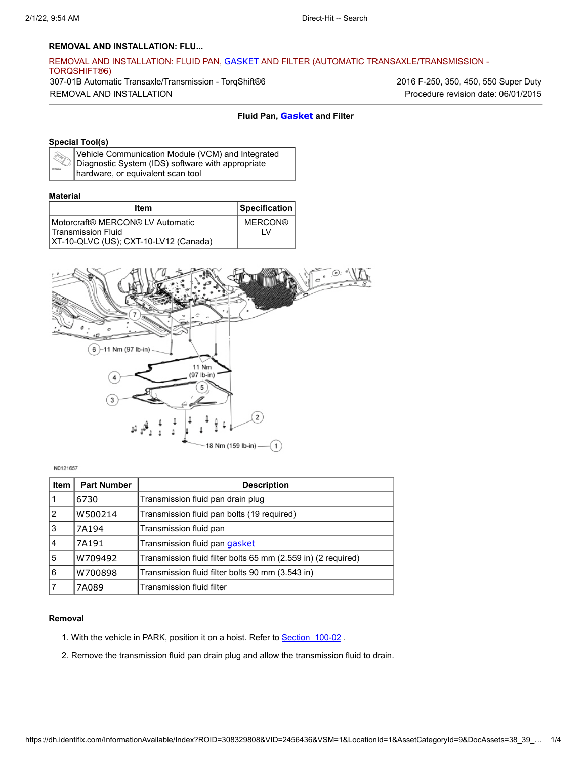## REMOVAL AND INSTALLATION: FLU...

REMOVAL AND INSTALLATION: FLUID PAN, GASKET AND FILTER (AUTOMATIC TRANSAXLE/TRANSMISSION - TORQSHIFT®6)

307-01B Automatic Transaxle/Transmission - TorqShift®6 — 2016 F-250, 350, 450, 550 Super Duty

REMOVAL AND INSTALLATION — Procedure revision date: 06/01/2015

### Fluid Pan, Gasket and Filter

**Special Tool(s)**

| | |
|---|---|
| | Vehicle Communication Module (VCM) and Integrated Diagnostic System (IDS) software with appropriate hardware, or equivalent scan tool |

**Material**

| Item | Specification |
|---|---|
| Motorcraft® MERCON® LV Automatic Transmission Fluid<br>XT-10-QLVC (US); CXT-10-LV12 (Canada) | MERCON® LV |

7

6 11 Nm (97 lb-in)

4

11 Nm (97 lb-in)

5

3

2

18 Nm (159 lb-in) 1

N0121657

| Item | Part Number | Description |
|---|---|---|
| 1 | 6730 | Transmission fluid pan drain plug |
| 2 | W500214 | Transmission fluid pan bolts (19 required) |
| 3 | 7A194 | Transmission fluid pan |
| 4 | 7A191 | Transmission fluid pan gasket |
| 5 | W709492 | Transmission fluid filter bolts 65 mm (2.559 in) (2 required) |
| 6 | W700898 | Transmission fluid filter bolts 90 mm (3.543 in) |
| 7 | 7A089 | Transmission fluid filter |

**Removal**

1. With the vehicle in PARK, position it on a hoist. Refer to Section 100-02 .
2. Remove the transmission fluid pan drain plug and allow the transmission fluid to drain.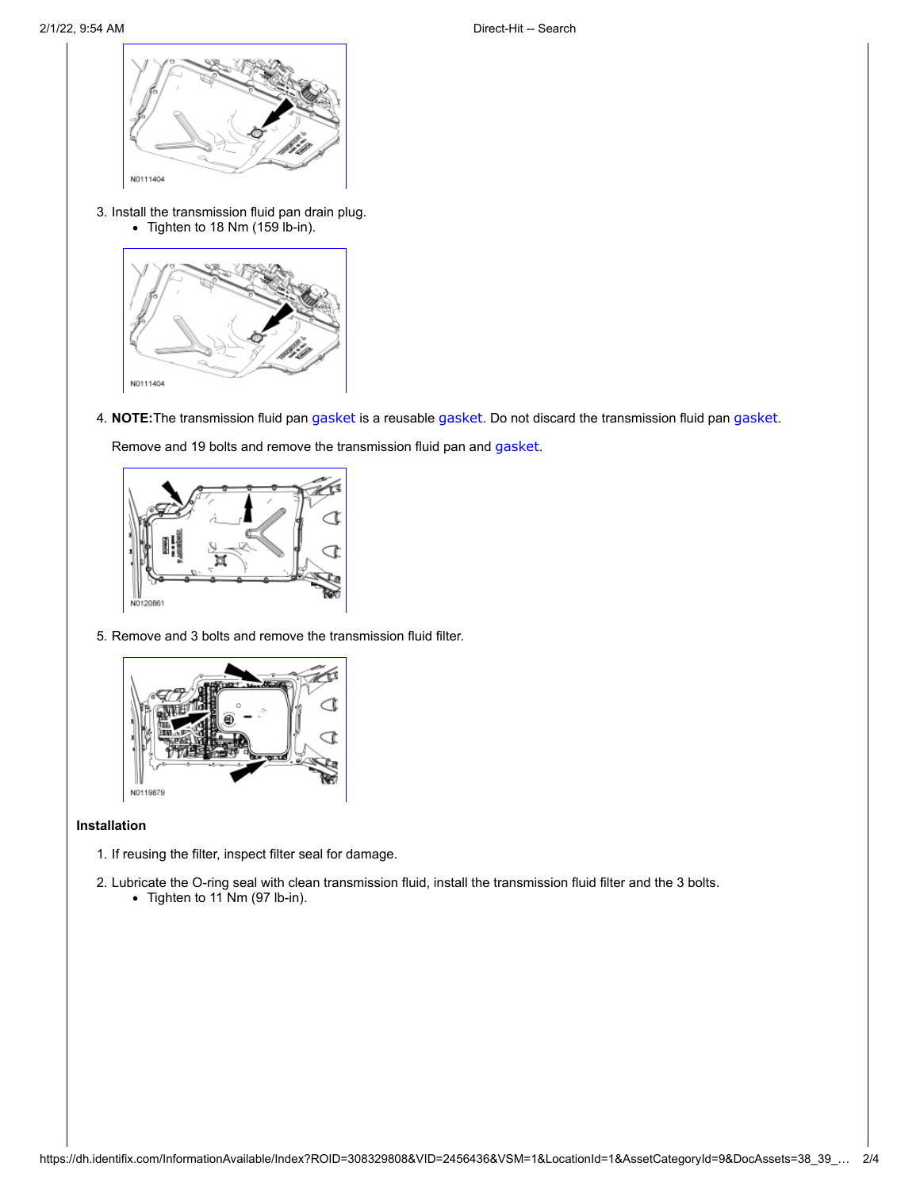N0111404

3. Install the transmission fluid pan drain plug.
   - Tighten to 18 Nm (159 lb-in).

N0111404

4. **NOTE:** The transmission fluid pan gasket is a reusable gasket. Do not discard the transmission fluid pan gasket.

   Remove and 19 bolts and remove the transmission fluid pan and gasket.

N0120861

5. Remove and 3 bolts and remove the transmission fluid filter.

N0119879

**Installation**

1. If reusing the filter, inspect filter seal for damage.
2. Lubricate the O-ring seal with clean transmission fluid, install the transmission fluid filter and the 3 bolts.
   - Tighten to 11 Nm (97 lb-in).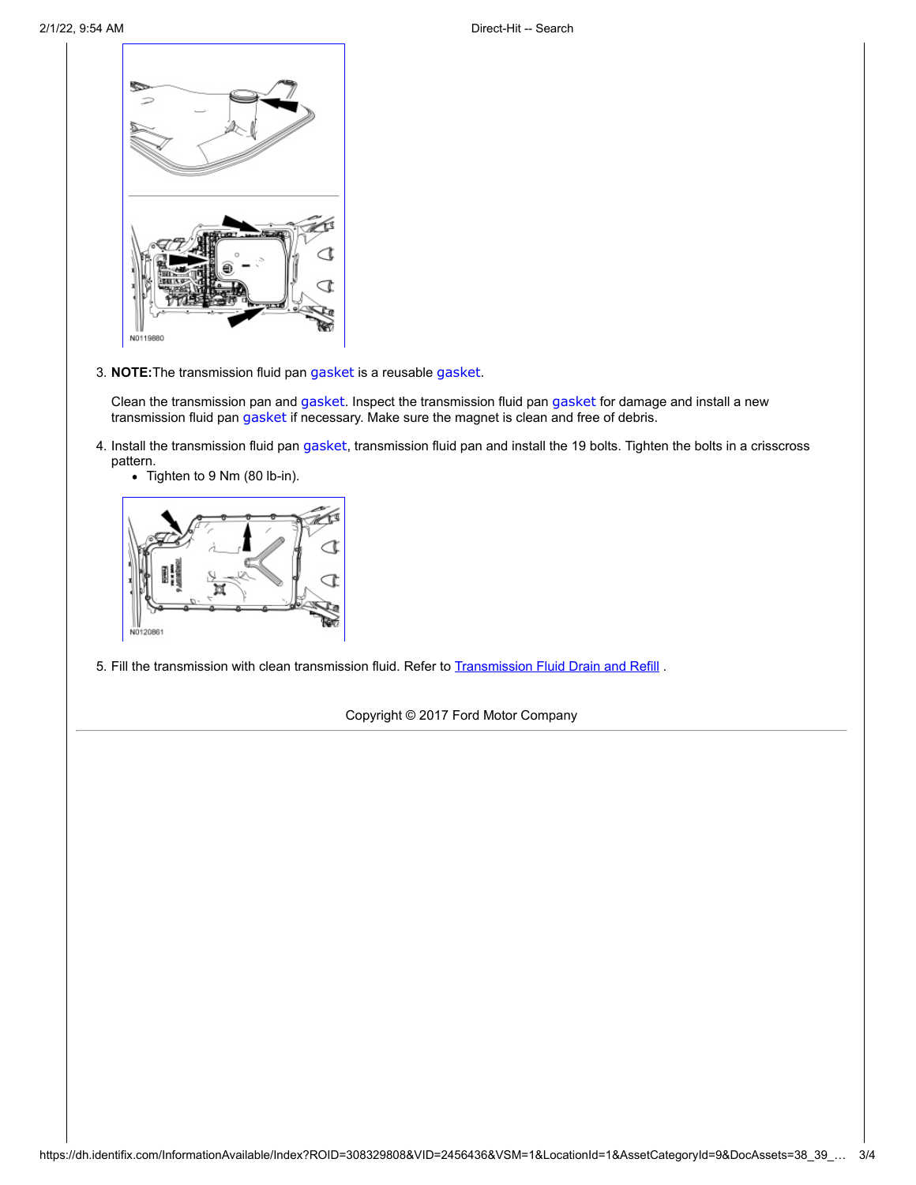N0119880

3. **NOTE:** The transmission fluid pan gasket is a reusable gasket.

   Clean the transmission pan and gasket. Inspect the transmission fluid pan gasket for damage and install a new transmission fluid pan gasket if necessary. Make sure the magnet is clean and free of debris.

4. Install the transmission fluid pan gasket, transmission fluid pan and install the 19 bolts. Tighten the bolts in a crisscross pattern.
   - Tighten to 9 Nm (80 lb-in).

N0120861

5. Fill the transmission with clean transmission fluid. Refer to Transmission Fluid Drain and Refill .

Copyright © 2017 Ford Motor Company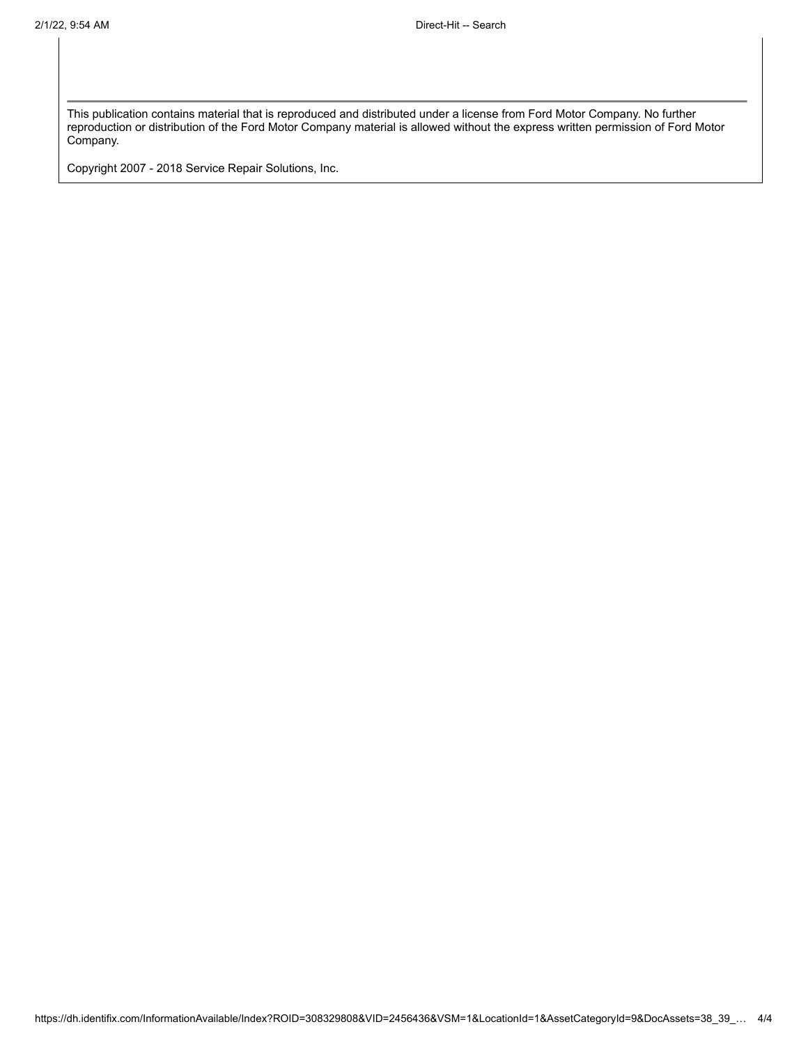---

This publication contains material that is reproduced and distributed under a license from Ford Motor Company. No further reproduction or distribution of the Ford Motor Company material is allowed without the express written permission of Ford Motor Company.

Copyright 2007 - 2018 Service Repair Solutions, Inc.